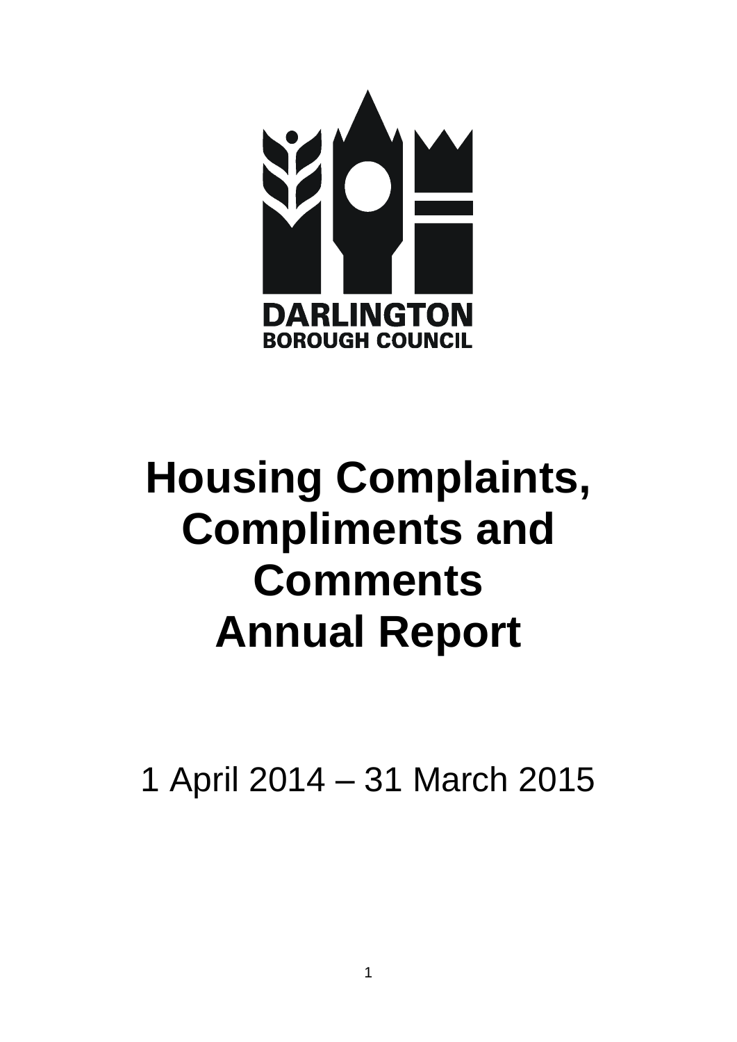DARLINGTON
BOROUGH COUNCIL

# Housing Complaints, Compliments and Comments Annual Report

1 April 2014 – 31 March 2015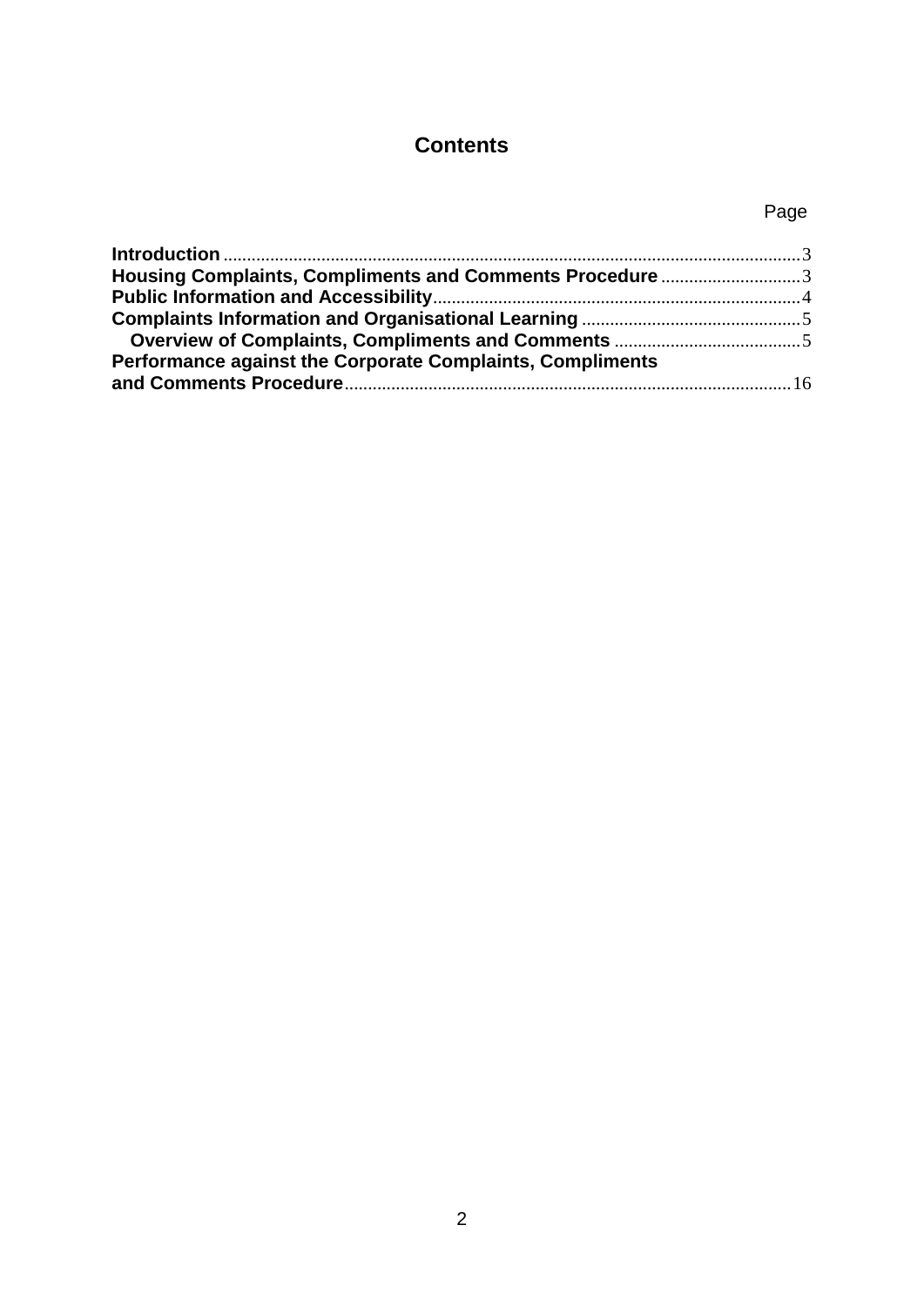# Contents

| | Page |
|---|---|
| **Introduction** | 3 |
| **Housing Complaints, Compliments and Comments Procedure** | 3 |
| **Public Information and Accessibility** | 4 |
| **Complaints Information and Organisational Learning** | 5 |
| &nbsp;&nbsp;&nbsp;**Overview of Complaints, Compliments and Comments** | 5 |
| **Performance against the Corporate Complaints, Compliments and Comments Procedure** | 16 |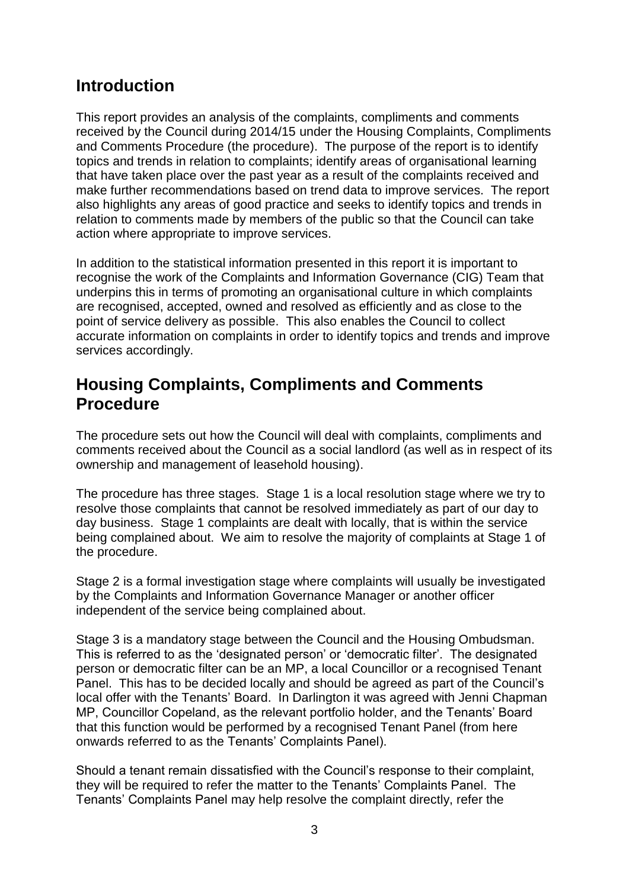## Introduction

This report provides an analysis of the complaints, compliments and comments received by the Council during 2014/15 under the Housing Complaints, Compliments and Comments Procedure (the procedure). The purpose of the report is to identify topics and trends in relation to complaints; identify areas of organisational learning that have taken place over the past year as a result of the complaints received and make further recommendations based on trend data to improve services. The report also highlights any areas of good practice and seeks to identify topics and trends in relation to comments made by members of the public so that the Council can take action where appropriate to improve services.

In addition to the statistical information presented in this report it is important to recognise the work of the Complaints and Information Governance (CIG) Team that underpins this in terms of promoting an organisational culture in which complaints are recognised, accepted, owned and resolved as efficiently and as close to the point of service delivery as possible. This also enables the Council to collect accurate information on complaints in order to identify topics and trends and improve services accordingly.

## Housing Complaints, Compliments and Comments Procedure

The procedure sets out how the Council will deal with complaints, compliments and comments received about the Council as a social landlord (as well as in respect of its ownership and management of leasehold housing).

The procedure has three stages. Stage 1 is a local resolution stage where we try to resolve those complaints that cannot be resolved immediately as part of our day to day business. Stage 1 complaints are dealt with locally, that is within the service being complained about. We aim to resolve the majority of complaints at Stage 1 of the procedure.

Stage 2 is a formal investigation stage where complaints will usually be investigated by the Complaints and Information Governance Manager or another officer independent of the service being complained about.

Stage 3 is a mandatory stage between the Council and the Housing Ombudsman. This is referred to as the 'designated person' or 'democratic filter'. The designated person or democratic filter can be an MP, a local Councillor or a recognised Tenant Panel. This has to be decided locally and should be agreed as part of the Council's local offer with the Tenants' Board. In Darlington it was agreed with Jenni Chapman MP, Councillor Copeland, as the relevant portfolio holder, and the Tenants' Board that this function would be performed by a recognised Tenant Panel (from here onwards referred to as the Tenants' Complaints Panel).

Should a tenant remain dissatisfied with the Council's response to their complaint, they will be required to refer the matter to the Tenants' Complaints Panel. The Tenants' Complaints Panel may help resolve the complaint directly, refer the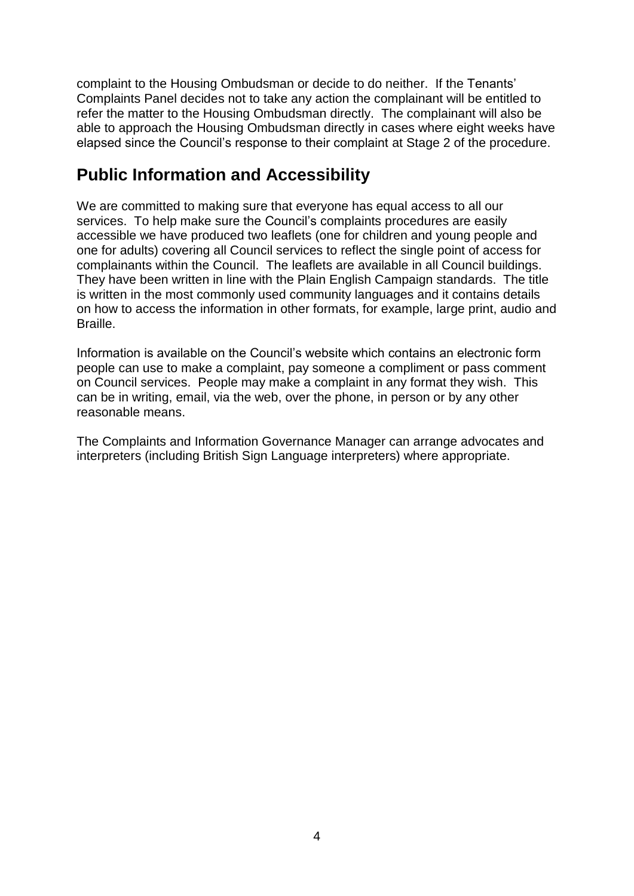complaint to the Housing Ombudsman or decide to do neither. If the Tenants' Complaints Panel decides not to take any action the complainant will be entitled to refer the matter to the Housing Ombudsman directly. The complainant will also be able to approach the Housing Ombudsman directly in cases where eight weeks have elapsed since the Council's response to their complaint at Stage 2 of the procedure.

## Public Information and Accessibility

We are committed to making sure that everyone has equal access to all our services. To help make sure the Council's complaints procedures are easily accessible we have produced two leaflets (one for children and young people and one for adults) covering all Council services to reflect the single point of access for complainants within the Council. The leaflets are available in all Council buildings. They have been written in line with the Plain English Campaign standards. The title is written in the most commonly used community languages and it contains details on how to access the information in other formats, for example, large print, audio and Braille.

Information is available on the Council's website which contains an electronic form people can use to make a complaint, pay someone a compliment or pass comment on Council services. People may make a complaint in any format they wish. This can be in writing, email, via the web, over the phone, in person or by any other reasonable means.

The Complaints and Information Governance Manager can arrange advocates and interpreters (including British Sign Language interpreters) where appropriate.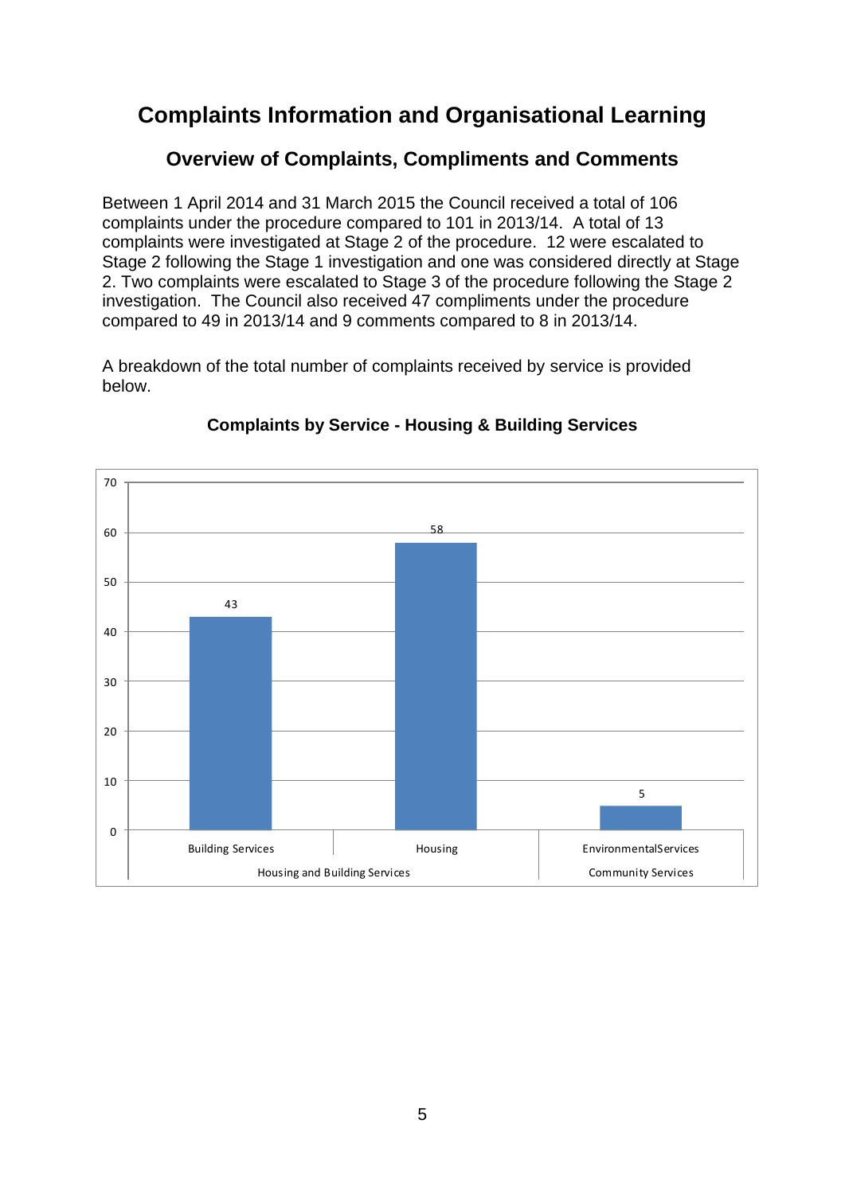# Complaints Information and Organisational Learning

## Overview of Complaints, Compliments and Comments

Between 1 April 2014 and 31 March 2015 the Council received a total of 106 complaints under the procedure compared to 101 in 2013/14. A total of 13 complaints were investigated at Stage 2 of the procedure. 12 were escalated to Stage 2 following the Stage 1 investigation and one was considered directly at Stage 2. Two complaints were escalated to Stage 3 of the procedure following the Stage 2 investigation. The Council also received 47 compliments under the procedure compared to 49 in 2013/14 and 9 comments compared to 8 in 2013/14.

A breakdown of the total number of complaints received by service is provided below.

### Complaints by Service - Housing & Building Services

| Directorate | Service | Complaints |
|---|---|---|
| Housing and Building Services | Building Services | 43 |
| Housing and Building Services | Housing | 58 |
| Community Services | EnvironmentalServices | 5 |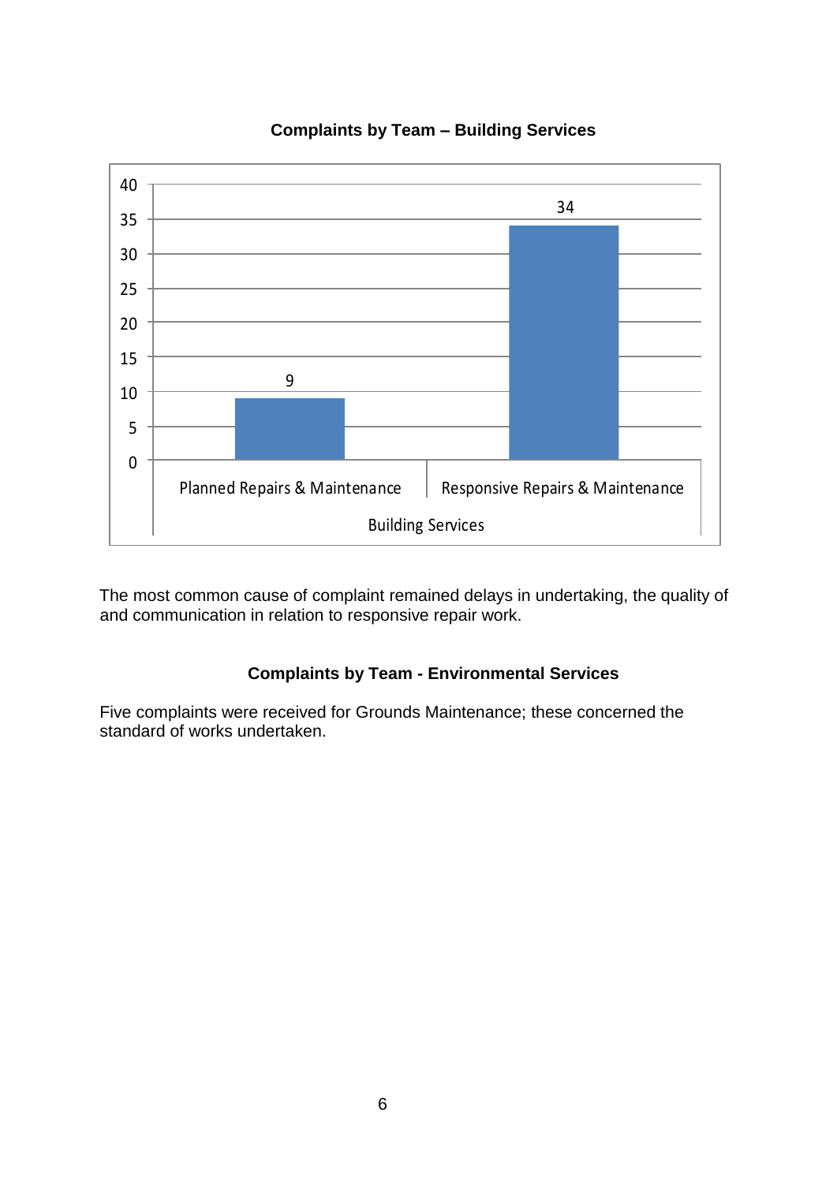**Complaints by Team – Building Services**

| Building Services | Complaints |
|---|---|
| Planned Repairs & Maintenance | 9 |
| Responsive Repairs & Maintenance | 34 |

The most common cause of complaint remained delays in undertaking, the quality of and communication in relation to responsive repair work.

**Complaints by Team - Environmental Services**

Five complaints were received for Grounds Maintenance; these concerned the standard of works undertaken.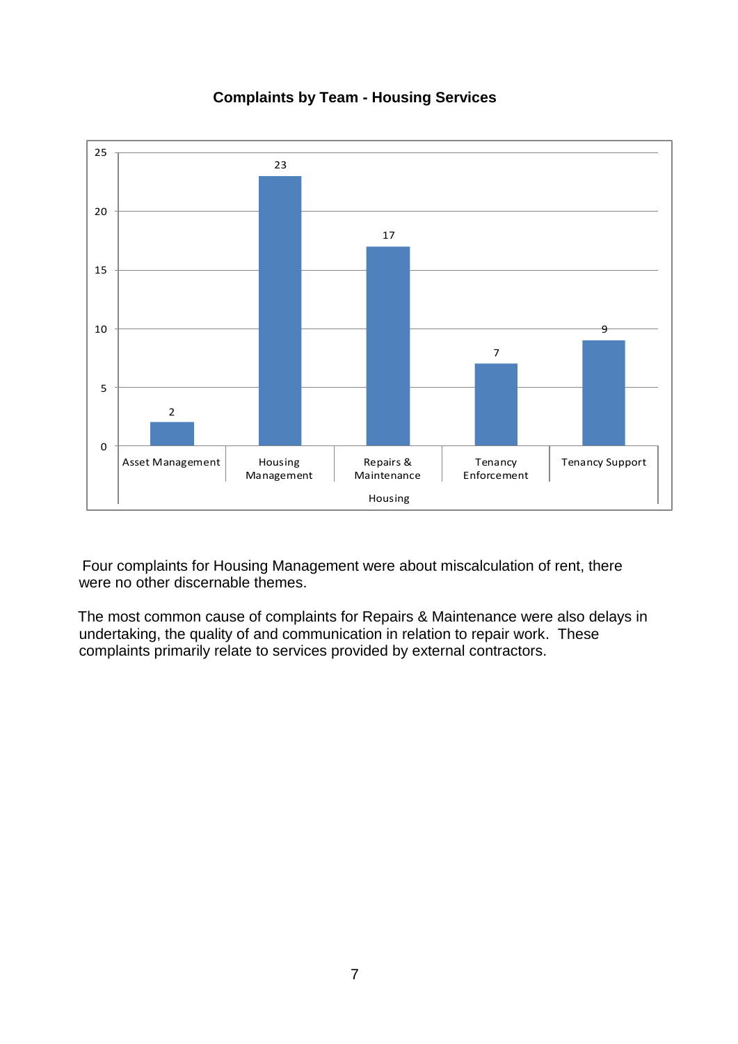**Complaints by Team - Housing Services**

| Housing | Complaints |
|---|---|
| Asset Management | 2 |
| Housing Management | 23 |
| Repairs & Maintenance | 17 |
| Tenancy Enforcement | 7 |
| Tenancy Support | 9 |

Four complaints for Housing Management were about miscalculation of rent, there were no other discernable themes.

The most common cause of complaints for Repairs & Maintenance were also delays in undertaking, the quality of and communication in relation to repair work. These complaints primarily relate to services provided by external contractors.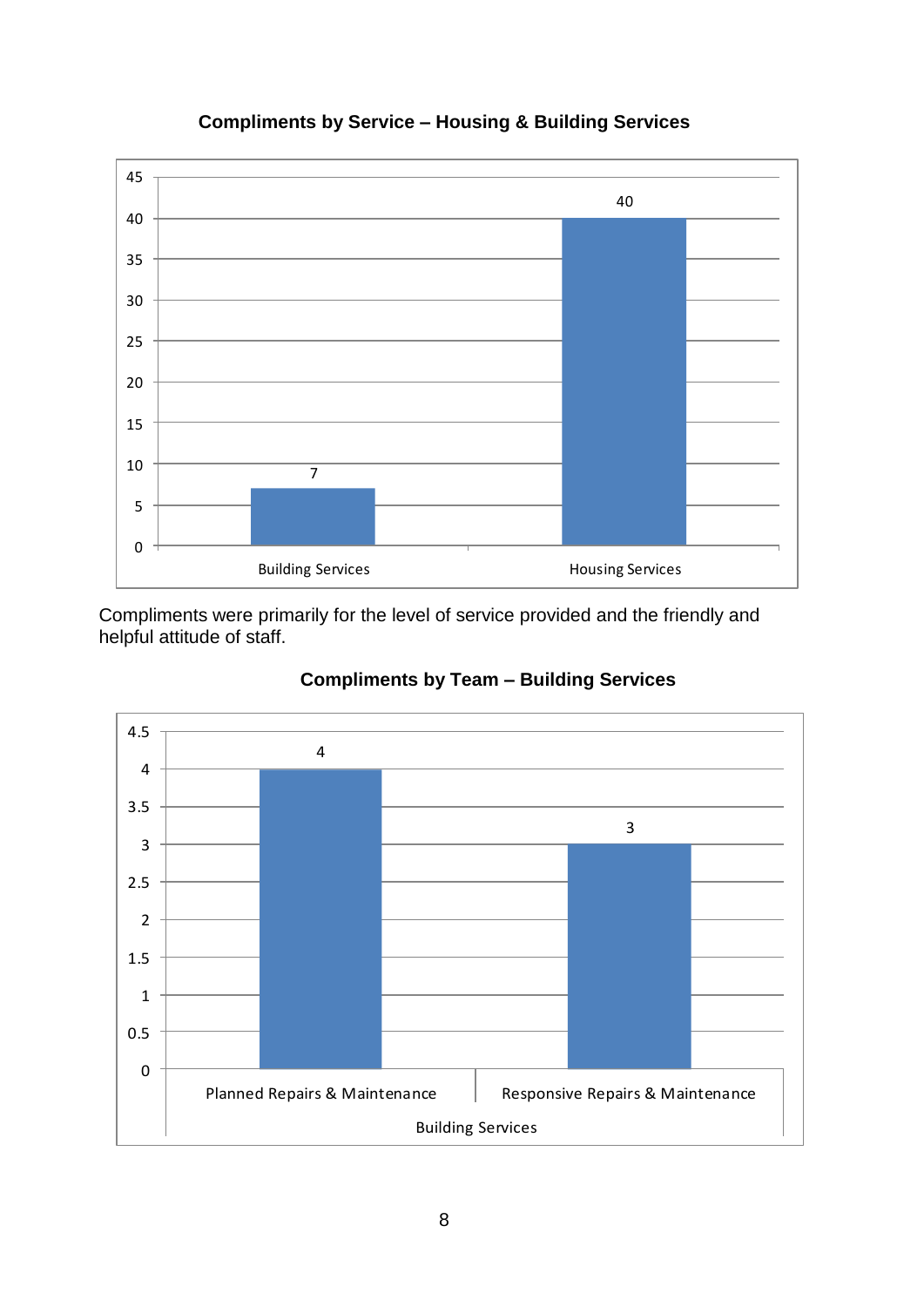**Compliments by Service – Housing & Building Services**

| Service | Compliments |
|---|---|
| Building Services | 7 |
| Housing Services | 40 |

Compliments were primarily for the level of service provided and the friendly and helpful attitude of staff.

**Compliments by Team – Building Services**

| Building Services | Compliments |
|---|---|
| Planned Repairs & Maintenance | 4 |
| Responsive Repairs & Maintenance | 3 |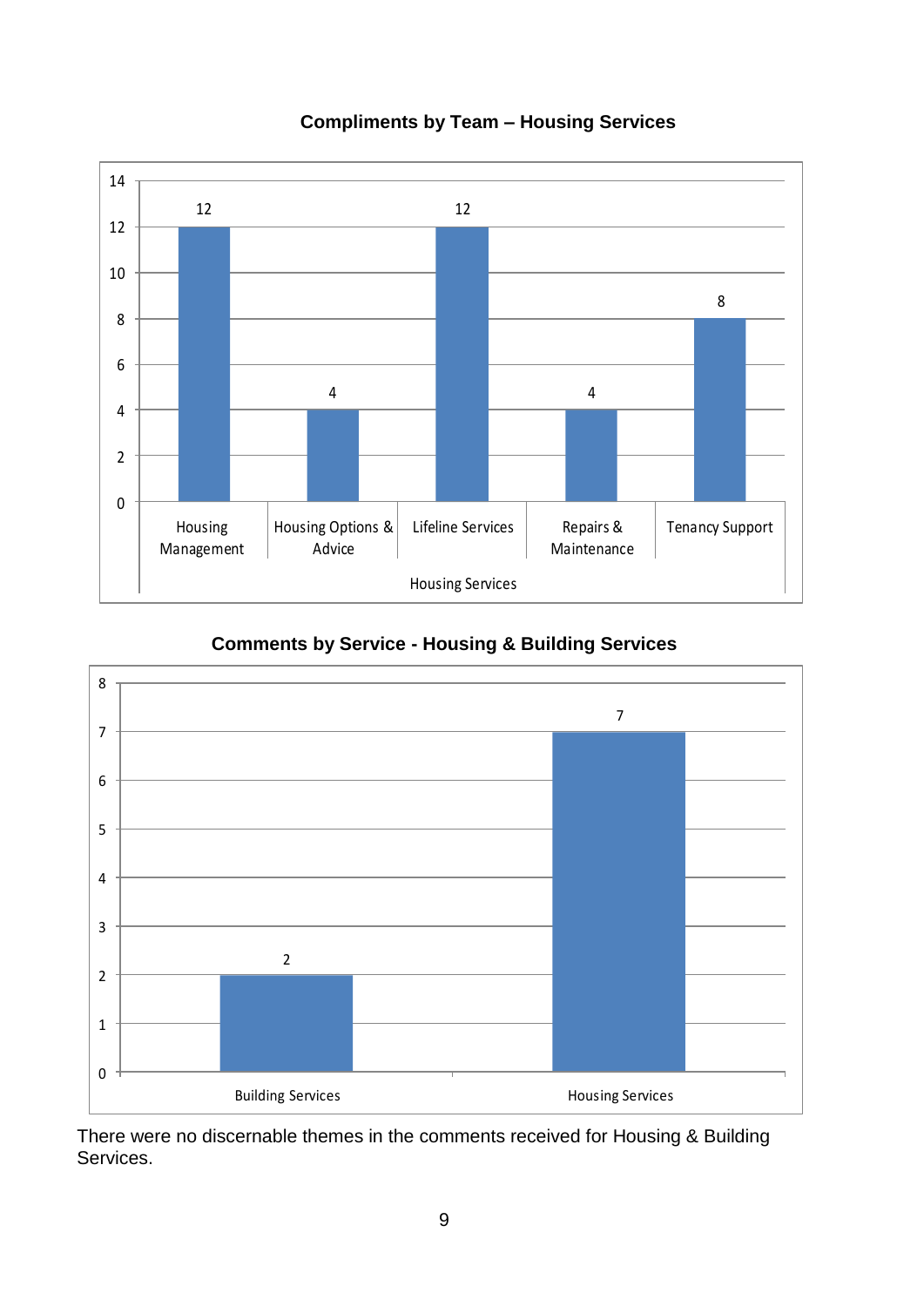**Compliments by Team – Housing Services**

| Housing Services | Compliments |
|---|---|
| Housing Management | 12 |
| Housing Options & Advice | 4 |
| Lifeline Services | 12 |
| Repairs & Maintenance | 4 |
| Tenancy Support | 8 |

**Comments by Service - Housing & Building Services**

| Service | Comments |
|---|---|
| Building Services | 2 |
| Housing Services | 7 |

There were no discernable themes in the comments received for Housing & Building Services.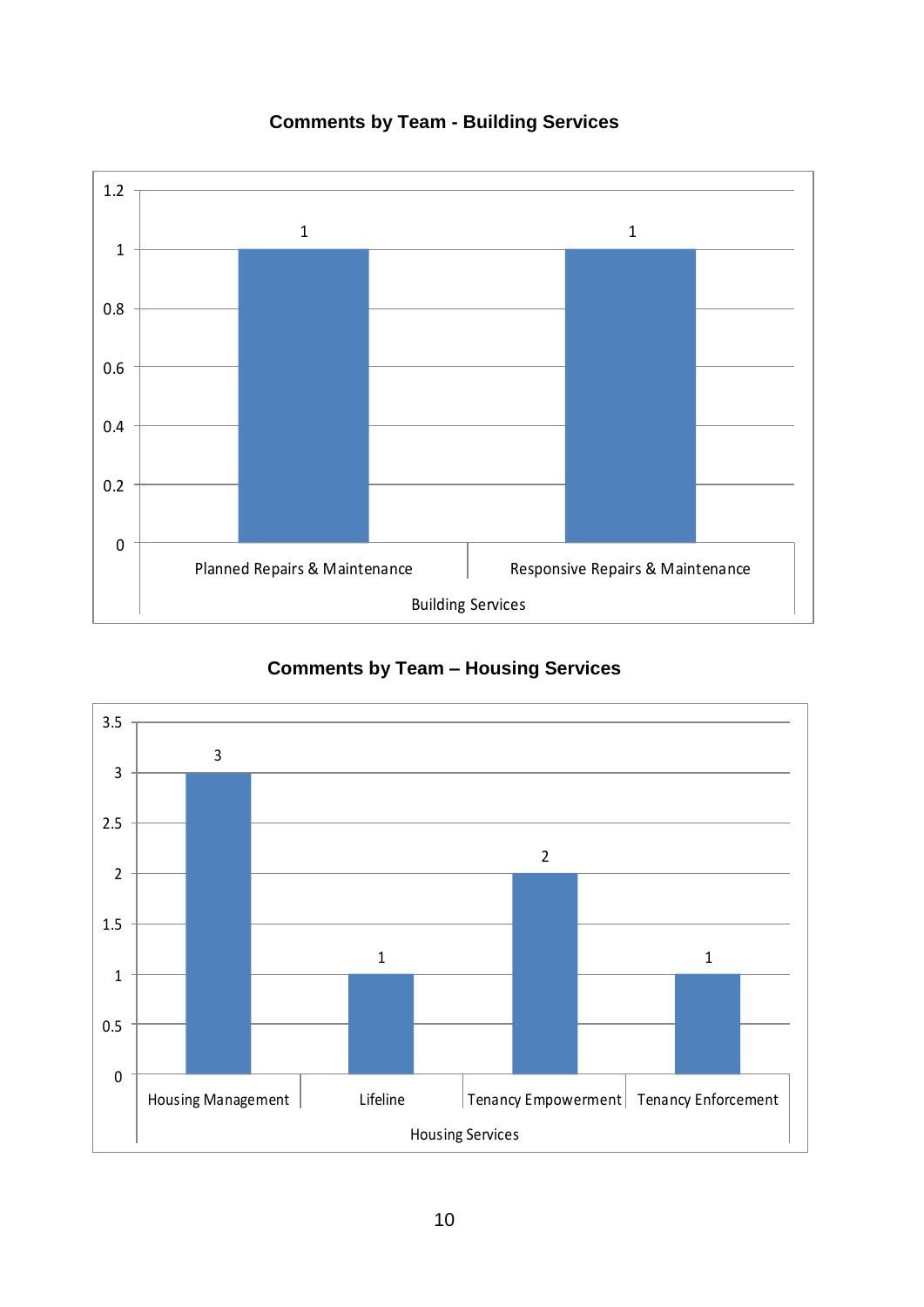## Comments by Team - Building Services

| Building Services | Comments |
|---|---|
| Planned Repairs & Maintenance | 1 |
| Responsive Repairs & Maintenance | 1 |

## Comments by Team – Housing Services

| Housing Services | Comments |
|---|---|
| Housing Management | 3 |
| Lifeline | 1 |
| Tenancy Empowerment | 2 |
| Tenancy Enforcement | 1 |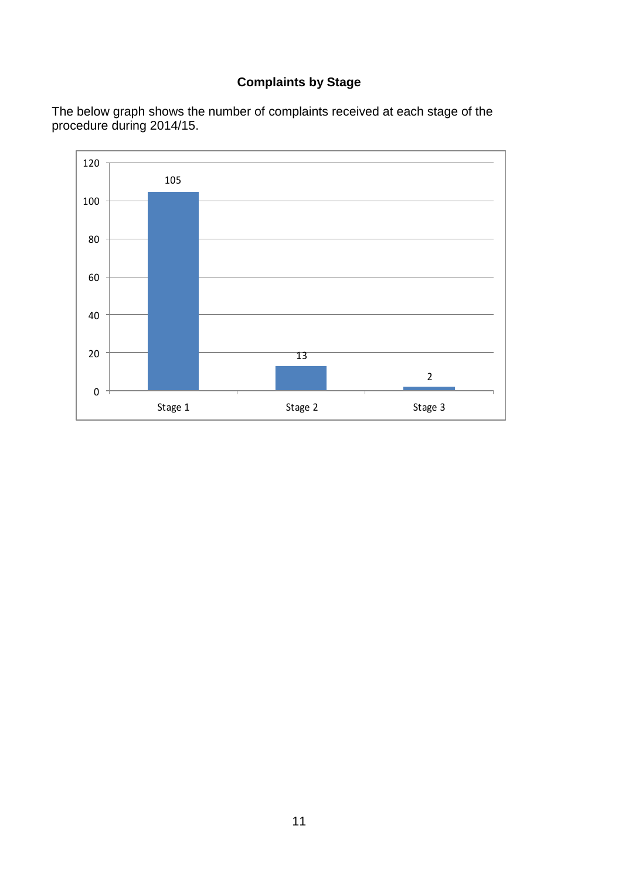## Complaints by Stage

The below graph shows the number of complaints received at each stage of the procedure during 2014/15.

| Stage | Number of complaints |
|---|---|
| Stage 1 | 105 |
| Stage 2 | 13 |
| Stage 3 | 2 |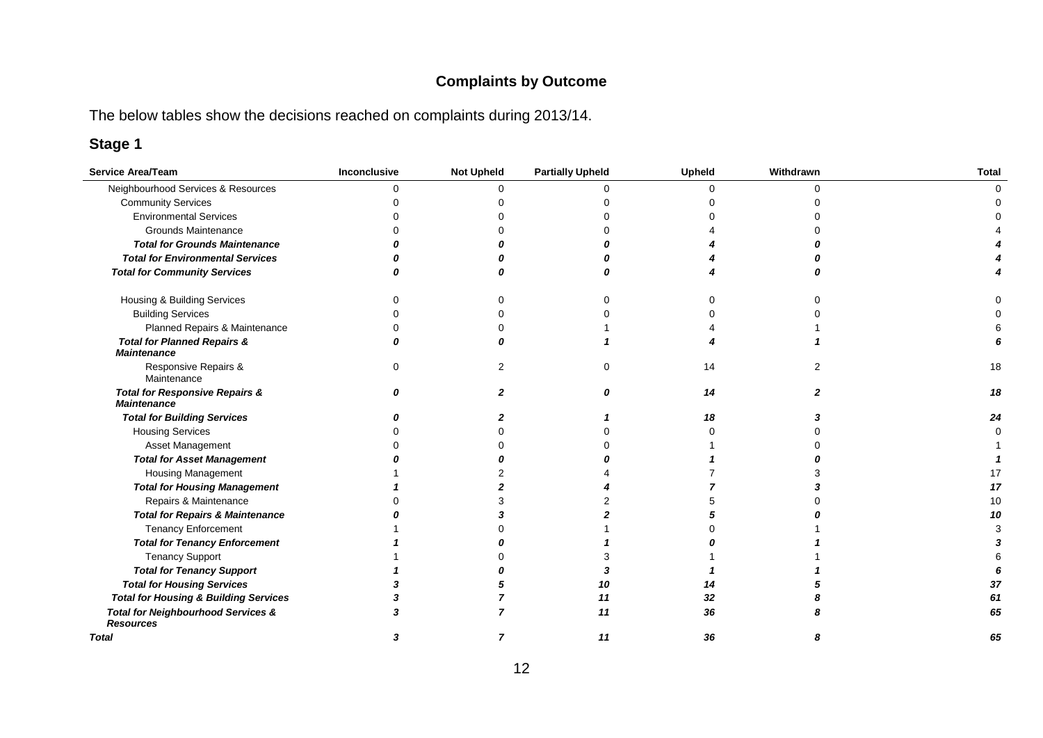## Complaints by Outcome

The below tables show the decisions reached on complaints during 2013/14.

### Stage 1

| Service Area/Team | Inconclusive | Not Upheld | Partially Upheld | Upheld | Withdrawn | Total |
|---|---|---|---|---|---|---|
| Neighbourhood Services & Resources | 0 | 0 | 0 | 0 | 0 | 0 |
| Community Services | 0 | 0 | 0 | 0 | 0 | 0 |
| Environmental Services | 0 | 0 | 0 | 0 | 0 | 0 |
| Grounds Maintenance | 0 | 0 | 0 | 4 | 0 | 4 |
| ***Total for Grounds Maintenance*** | ***0*** | ***0*** | ***0*** | ***4*** | ***0*** | ***4*** |
| ***Total for Environmental Services*** | ***0*** | ***0*** | ***0*** | ***4*** | ***0*** | ***4*** |
| ***Total for Community Services*** | ***0*** | ***0*** | ***0*** | ***4*** | ***0*** | ***4*** |
| Housing & Building Services | 0 | 0 | 0 | 0 | 0 | 0 |
| Building Services | 0 | 0 | 0 | 0 | 0 | 0 |
| Planned Repairs & Maintenance | 0 | 0 | 1 | 4 | 1 | 6 |
| ***Total for Planned Repairs & Maintenance*** | ***0*** | ***0*** | ***1*** | ***4*** | ***1*** | ***6*** |
| Responsive Repairs & Maintenance | 0 | 2 | 0 | 14 | 2 | 18 |
| ***Total for Responsive Repairs & Maintenance*** | ***0*** | ***2*** | ***0*** | ***14*** | ***2*** | ***18*** |
| ***Total for Building Services*** | ***0*** | ***2*** | ***1*** | ***18*** | ***3*** | ***24*** |
| Housing Services | 0 | 0 | 0 | 0 | 0 | 0 |
| Asset Management | 0 | 0 | 0 | 1 | 0 | 1 |
| ***Total for Asset Management*** | ***0*** | ***0*** | ***0*** | ***1*** | ***0*** | ***1*** |
| Housing Management | 1 | 2 | 4 | 7 | 3 | 17 |
| ***Total for Housing Management*** | ***1*** | ***2*** | ***4*** | ***7*** | ***3*** | ***17*** |
| Repairs & Maintenance | 0 | 3 | 2 | 5 | 0 | 10 |
| ***Total for Repairs & Maintenance*** | ***0*** | ***3*** | ***2*** | ***5*** | ***0*** | ***10*** |
| Tenancy Enforcement | 1 | 0 | 1 | 0 | 1 | 3 |
| ***Total for Tenancy Enforcement*** | ***1*** | ***0*** | ***1*** | ***0*** | ***1*** | ***3*** |
| Tenancy Support | 1 | 0 | 3 | 1 | 1 | 6 |
| ***Total for Tenancy Support*** | ***1*** | ***0*** | ***3*** | ***1*** | ***1*** | ***6*** |
| ***Total for Housing Services*** | ***3*** | ***5*** | ***10*** | ***14*** | ***5*** | ***37*** |
| ***Total for Housing & Building Services*** | ***3*** | ***7*** | ***11*** | ***32*** | ***8*** | ***61*** |
| ***Total for Neighbourhood Services & Resources*** | ***3*** | ***7*** | ***11*** | ***36*** | ***8*** | ***65*** |
| ***Total*** | ***3*** | ***7*** | ***11*** | ***36*** | ***8*** | ***65*** |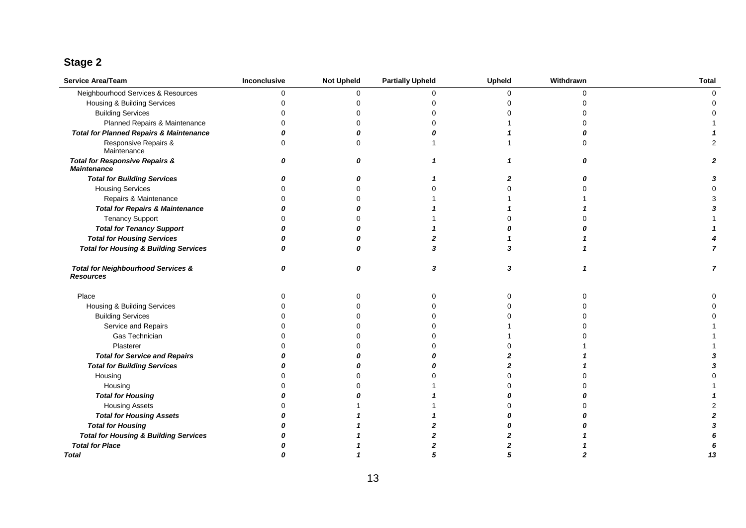## Stage 2

| Service Area/Team | Inconclusive | Not Upheld | Partially Upheld | Upheld | Withdrawn | Total |
|---|---|---|---|---|---|---|
| Neighbourhood Services & Resources | 0 | 0 | 0 | 0 | 0 | 0 |
| Housing & Building Services | 0 | 0 | 0 | 0 | 0 | 0 |
| Building Services | 0 | 0 | 0 | 0 | 0 | 0 |
| Planned Repairs & Maintenance | 0 | 0 | 0 | 1 | 0 | 1 |
| ***Total for Planned Repairs & Maintenance*** | ***0*** | ***0*** | ***0*** | ***1*** | ***0*** | ***1*** |
| Responsive Repairs & Maintenance | 0 | 0 | 1 | 1 | 0 | 2 |
| ***Total for Responsive Repairs & Maintenance*** | ***0*** | ***0*** | ***1*** | ***1*** | ***0*** | ***2*** |
| ***Total for Building Services*** | ***0*** | ***0*** | ***1*** | ***2*** | ***0*** | ***3*** |
| Housing Services | 0 | 0 | 0 | 0 | 0 | 0 |
| Repairs & Maintenance | 0 | 0 | 1 | 1 | 1 | 3 |
| ***Total for Repairs & Maintenance*** | ***0*** | ***0*** | ***1*** | ***1*** | ***1*** | ***3*** |
| Tenancy Support | 0 | 0 | 1 | 0 | 0 | 1 |
| ***Total for Tenancy Support*** | ***0*** | ***0*** | ***1*** | ***0*** | ***0*** | ***1*** |
| ***Total for Housing Services*** | ***0*** | ***0*** | ***2*** | ***1*** | ***1*** | ***4*** |
| ***Total for Housing & Building Services*** | ***0*** | ***0*** | ***3*** | ***3*** | ***1*** | ***7*** |
| ***Total for Neighbourhood Services & Resources*** | ***0*** | ***0*** | ***3*** | ***3*** | ***1*** | ***7*** |
| Place | 0 | 0 | 0 | 0 | 0 | 0 |
| Housing & Building Services | 0 | 0 | 0 | 0 | 0 | 0 |
| Building Services | 0 | 0 | 0 | 0 | 0 | 0 |
| Service and Repairs | 0 | 0 | 0 | 1 | 0 | 1 |
| Gas Technician | 0 | 0 | 0 | 1 | 0 | 1 |
| Plasterer | 0 | 0 | 0 | 0 | 1 | 1 |
| ***Total for Service and Repairs*** | ***0*** | ***0*** | ***0*** | ***2*** | ***1*** | ***3*** |
| ***Total for Building Services*** | ***0*** | ***0*** | ***0*** | ***2*** | ***1*** | ***3*** |
| Housing | 0 | 0 | 0 | 0 | 0 | 0 |
| Housing | 0 | 0 | 1 | 0 | 0 | 1 |
| ***Total for Housing*** | ***0*** | ***0*** | ***1*** | ***0*** | ***0*** | ***1*** |
| Housing Assets | 0 | 1 | 1 | 0 | 0 | 2 |
| ***Total for Housing Assets*** | ***0*** | ***1*** | ***1*** | ***0*** | ***0*** | ***2*** |
| ***Total for Housing*** | ***0*** | ***1*** | ***2*** | ***0*** | ***0*** | ***3*** |
| ***Total for Housing & Building Services*** | ***0*** | ***1*** | ***2*** | ***2*** | ***1*** | ***6*** |
| ***Total for Place*** | ***0*** | ***1*** | ***2*** | ***2*** | ***1*** | ***6*** |
| ***Total*** | ***0*** | ***1*** | ***5*** | ***5*** | ***2*** | ***13*** |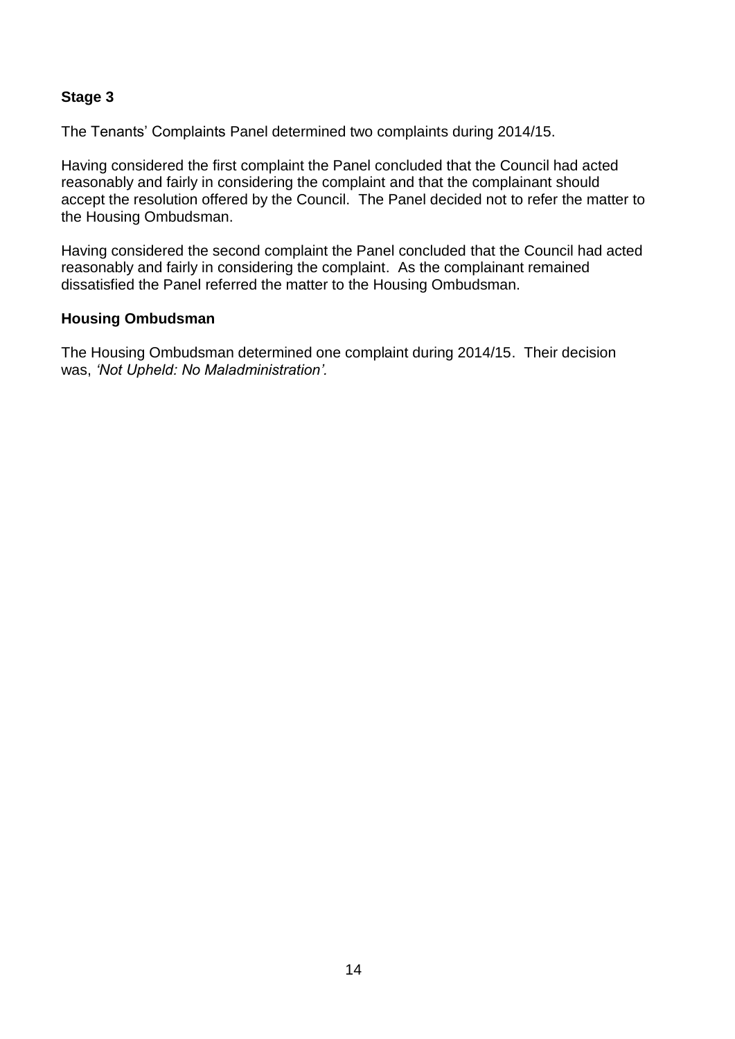## Stage 3

The Tenants' Complaints Panel determined two complaints during 2014/15.

Having considered the first complaint the Panel concluded that the Council had acted reasonably and fairly in considering the complaint and that the complainant should accept the resolution offered by the Council. The Panel decided not to refer the matter to the Housing Ombudsman.

Having considered the second complaint the Panel concluded that the Council had acted reasonably and fairly in considering the complaint. As the complainant remained dissatisfied the Panel referred the matter to the Housing Ombudsman.

## Housing Ombudsman

The Housing Ombudsman determined one complaint during 2014/15. Their decision was, *'Not Upheld: No Maladministration'.*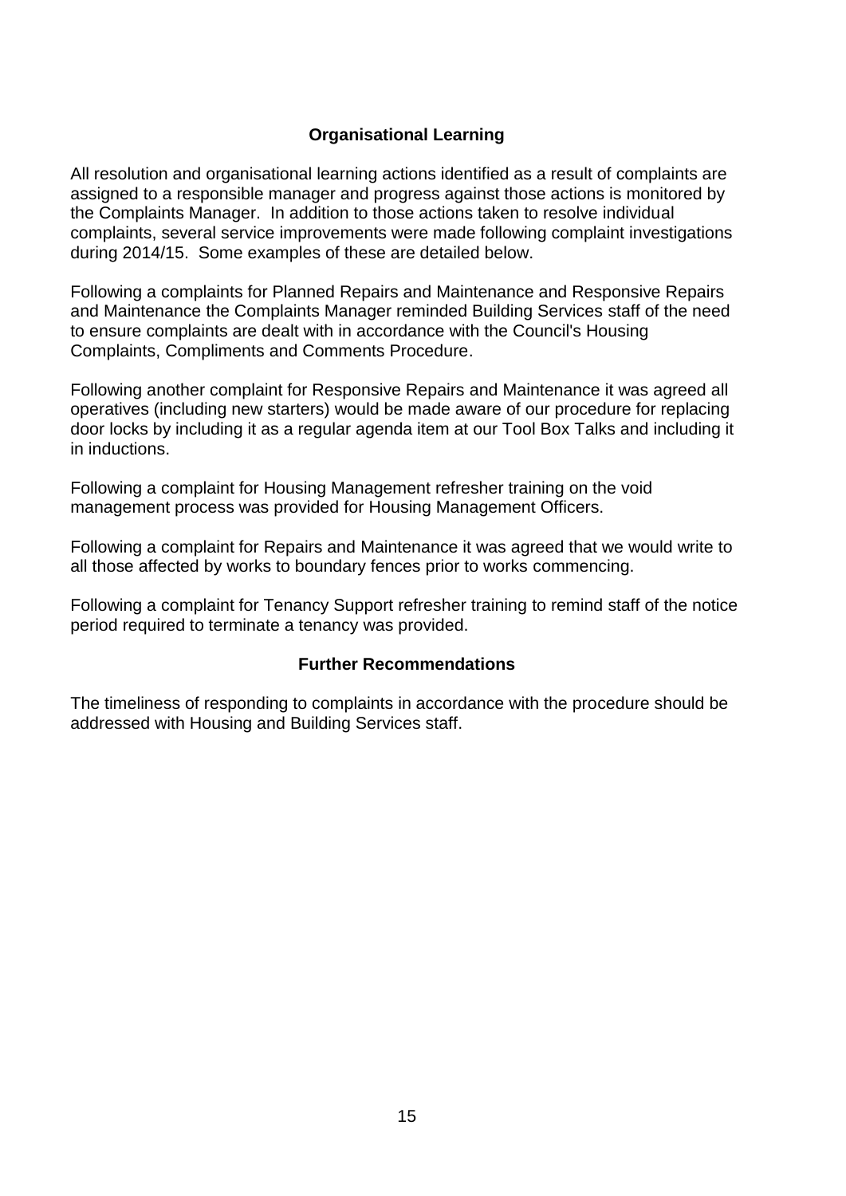## Organisational Learning

All resolution and organisational learning actions identified as a result of complaints are assigned to a responsible manager and progress against those actions is monitored by the Complaints Manager. In addition to those actions taken to resolve individual complaints, several service improvements were made following complaint investigations during 2014/15. Some examples of these are detailed below.

Following a complaints for Planned Repairs and Maintenance and Responsive Repairs and Maintenance the Complaints Manager reminded Building Services staff of the need to ensure complaints are dealt with in accordance with the Council's Housing Complaints, Compliments and Comments Procedure.

Following another complaint for Responsive Repairs and Maintenance it was agreed all operatives (including new starters) would be made aware of our procedure for replacing door locks by including it as a regular agenda item at our Tool Box Talks and including it in inductions.

Following a complaint for Housing Management refresher training on the void management process was provided for Housing Management Officers.

Following a complaint for Repairs and Maintenance it was agreed that we would write to all those affected by works to boundary fences prior to works commencing.

Following a complaint for Tenancy Support refresher training to remind staff of the notice period required to terminate a tenancy was provided.

## Further Recommendations

The timeliness of responding to complaints in accordance with the procedure should be addressed with Housing and Building Services staff.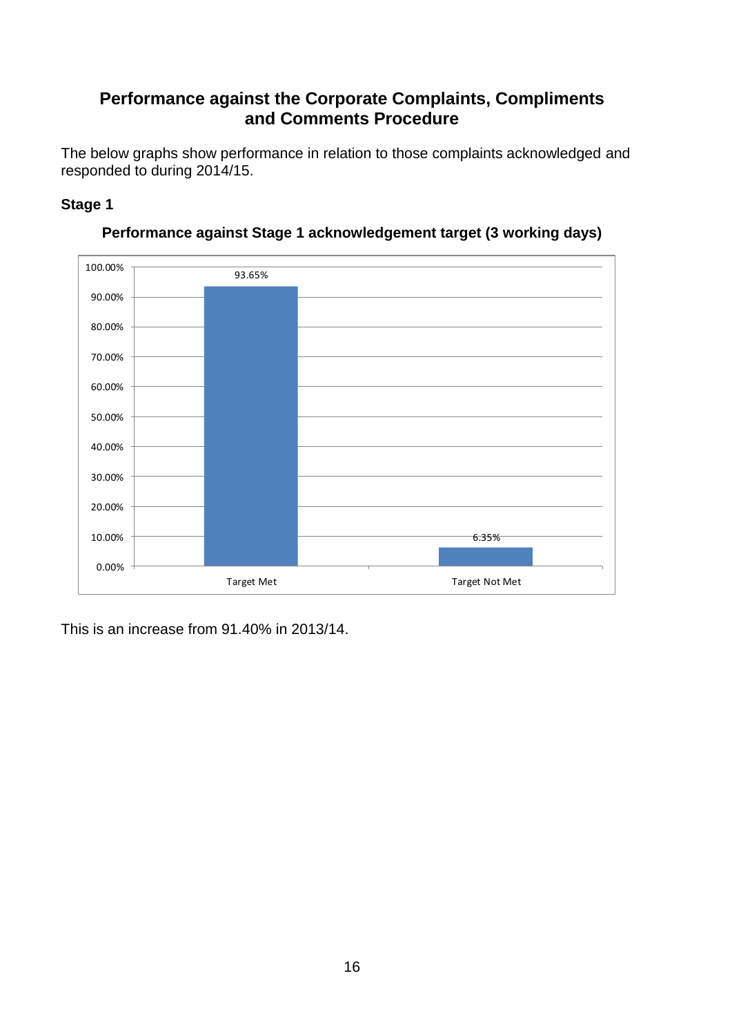## Performance against the Corporate Complaints, Compliments and Comments Procedure

The below graphs show performance in relation to those complaints acknowledged and responded to during 2014/15.

### Stage 1

**Performance against Stage 1 acknowledgement target (3 working days)**

| | Percentage |
|---|---|
| Target Met | 93.65% |
| Target Not Met | 6.35% |

This is an increase from 91.40% in 2013/14.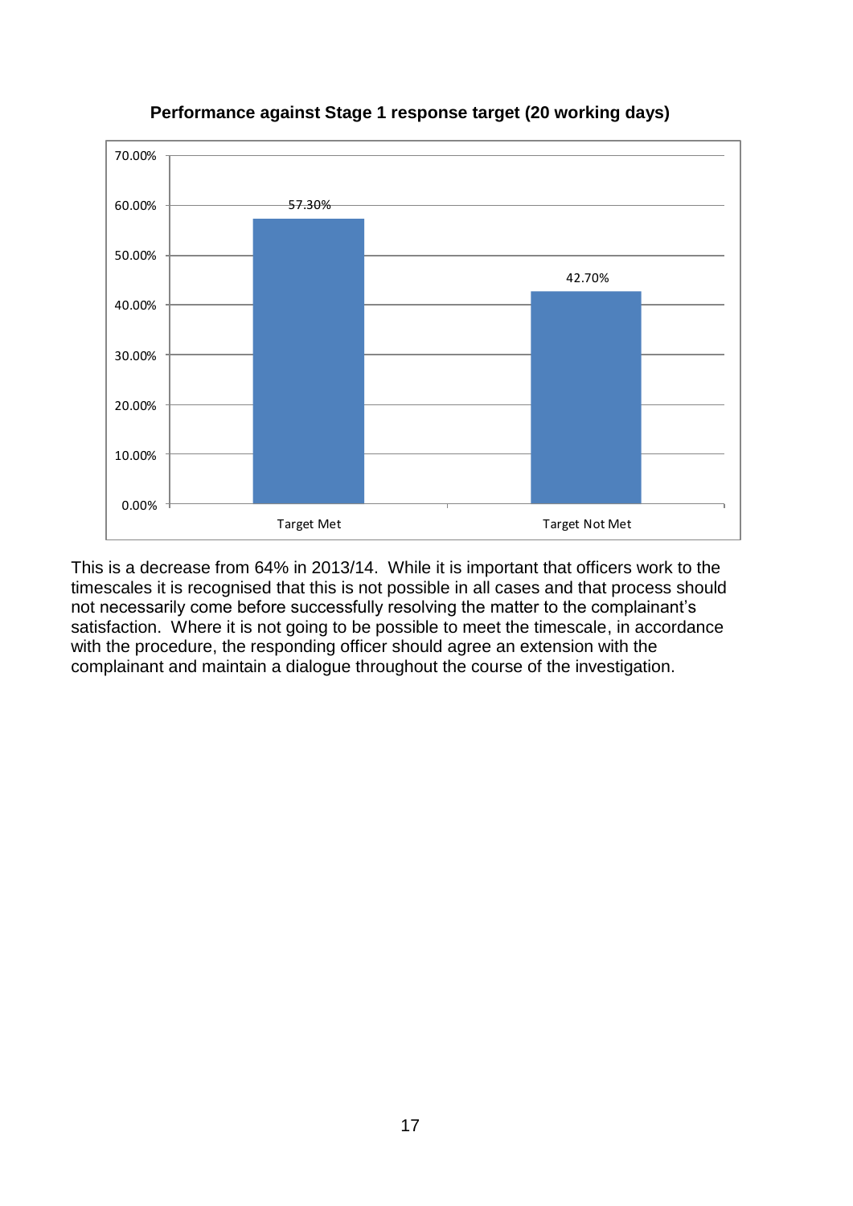**Performance against Stage 1 response target (20 working days)**

| | Percentage |
|---|---|
| Target Met | 57.30% |
| Target Not Met | 42.70% |

This is a decrease from 64% in 2013/14. While it is important that officers work to the timescales it is recognised that this is not possible in all cases and that process should not necessarily come before successfully resolving the matter to the complainant's satisfaction. Where it is not going to be possible to meet the timescale, in accordance with the procedure, the responding officer should agree an extension with the complainant and maintain a dialogue throughout the course of the investigation.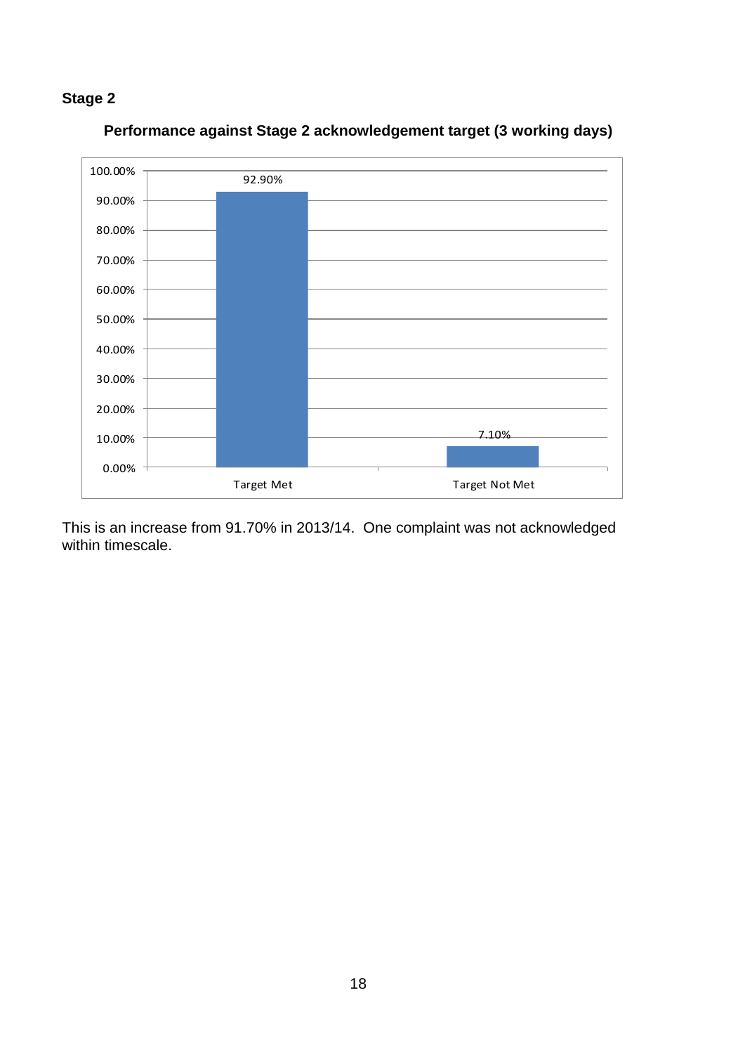## Stage 2

**Performance against Stage 2 acknowledgement target (3 working days)**

| | Target Met | Target Not Met |
|---|---|---|
| Percentage | 92.90% | 7.10% |

This is an increase from 91.70% in 2013/14. One complaint was not acknowledged within timescale.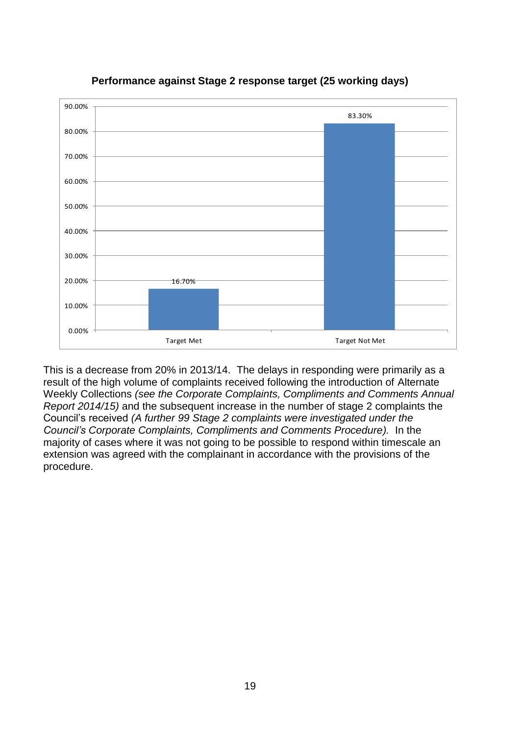**Performance against Stage 2 response target (25 working days)**

90.00%
80.00%
70.00%
60.00%
50.00%
40.00%
30.00%
20.00%
10.00%
0.00%

16.70%
83.30%

Target Met
Target Not Met

This is a decrease from 20% in 2013/14. The delays in responding were primarily as a result of the high volume of complaints received following the introduction of Alternate Weekly Collections *(see the Corporate Complaints, Compliments and Comments Annual Report 2014/15)* and the subsequent increase in the number of stage 2 complaints the Council's received *(A further 99 Stage 2 complaints were investigated under the Council's Corporate Complaints, Compliments and Comments Procedure).* In the majority of cases where it was not going to be possible to respond within timescale an extension was agreed with the complainant in accordance with the provisions of the procedure.